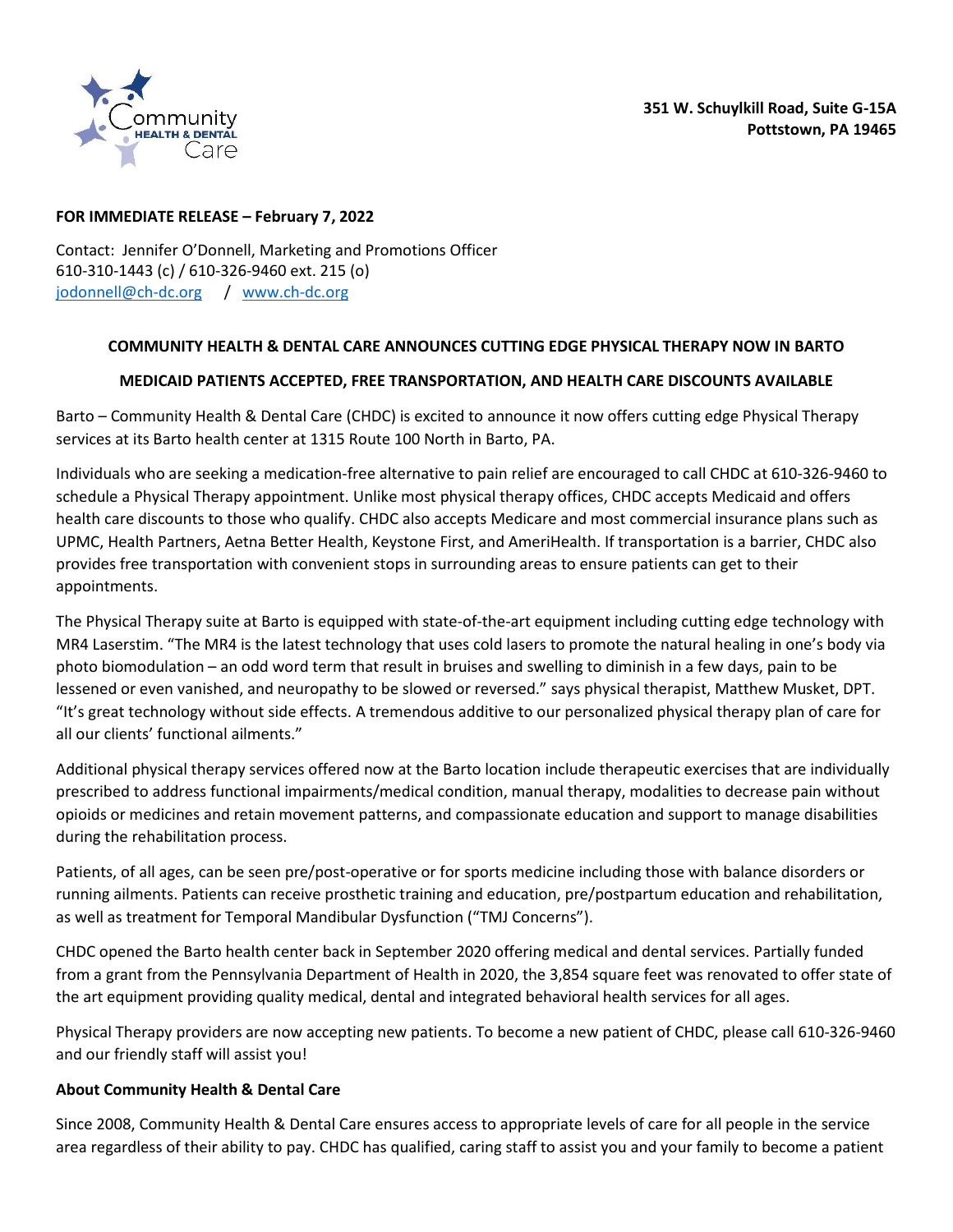351 W. Schuylkill Road, Suite G-15A
Pottstown, PA 19465

**FOR IMMEDIATE RELEASE – February 7, 2022**

Contact: Jennifer O'Donnell, Marketing and Promotions Officer
610-310-1443 (c) / 610-326-9460 ext. 215 (o)
jodonnell@ch-dc.org / www.ch-dc.org

**COMMUNITY HEALTH & DENTAL CARE ANNOUNCES CUTTING EDGE PHYSICAL THERAPY NOW IN BARTO**

**MEDICAID PATIENTS ACCEPTED, FREE TRANSPORTATION, AND HEALTH CARE DISCOUNTS AVAILABLE**

Barto – Community Health & Dental Care (CHDC) is excited to announce it now offers cutting edge Physical Therapy services at its Barto health center at 1315 Route 100 North in Barto, PA.

Individuals who are seeking a medication-free alternative to pain relief are encouraged to call CHDC at 610-326-9460 to schedule a Physical Therapy appointment. Unlike most physical therapy offices, CHDC accepts Medicaid and offers health care discounts to those who qualify. CHDC also accepts Medicare and most commercial insurance plans such as UPMC, Health Partners, Aetna Better Health, Keystone First, and AmeriHealth. If transportation is a barrier, CHDC also provides free transportation with convenient stops in surrounding areas to ensure patients can get to their appointments.

The Physical Therapy suite at Barto is equipped with state-of-the-art equipment including cutting edge technology with MR4 Laserstim. "The MR4 is the latest technology that uses cold lasers to promote the natural healing in one's body via photo biomodulation – an odd word term that result in bruises and swelling to diminish in a few days, pain to be lessened or even vanished, and neuropathy to be slowed or reversed." says physical therapist, Matthew Musket, DPT. "It's great technology without side effects. A tremendous additive to our personalized physical therapy plan of care for all our clients' functional ailments."

Additional physical therapy services offered now at the Barto location include therapeutic exercises that are individually prescribed to address functional impairments/medical condition, manual therapy, modalities to decrease pain without opioids or medicines and retain movement patterns, and compassionate education and support to manage disabilities during the rehabilitation process.

Patients, of all ages, can be seen pre/post-operative or for sports medicine including those with balance disorders or running ailments. Patients can receive prosthetic training and education, pre/postpartum education and rehabilitation, as well as treatment for Temporal Mandibular Dysfunction ("TMJ Concerns").

CHDC opened the Barto health center back in September 2020 offering medical and dental services. Partially funded from a grant from the Pennsylvania Department of Health in 2020, the 3,854 square feet was renovated to offer state of the art equipment providing quality medical, dental and integrated behavioral health services for all ages.

Physical Therapy providers are now accepting new patients. To become a new patient of CHDC, please call 610-326-9460 and our friendly staff will assist you!

**About Community Health & Dental Care**

Since 2008, Community Health & Dental Care ensures access to appropriate levels of care for all people in the service area regardless of their ability to pay. CHDC has qualified, caring staff to assist you and your family to become a patient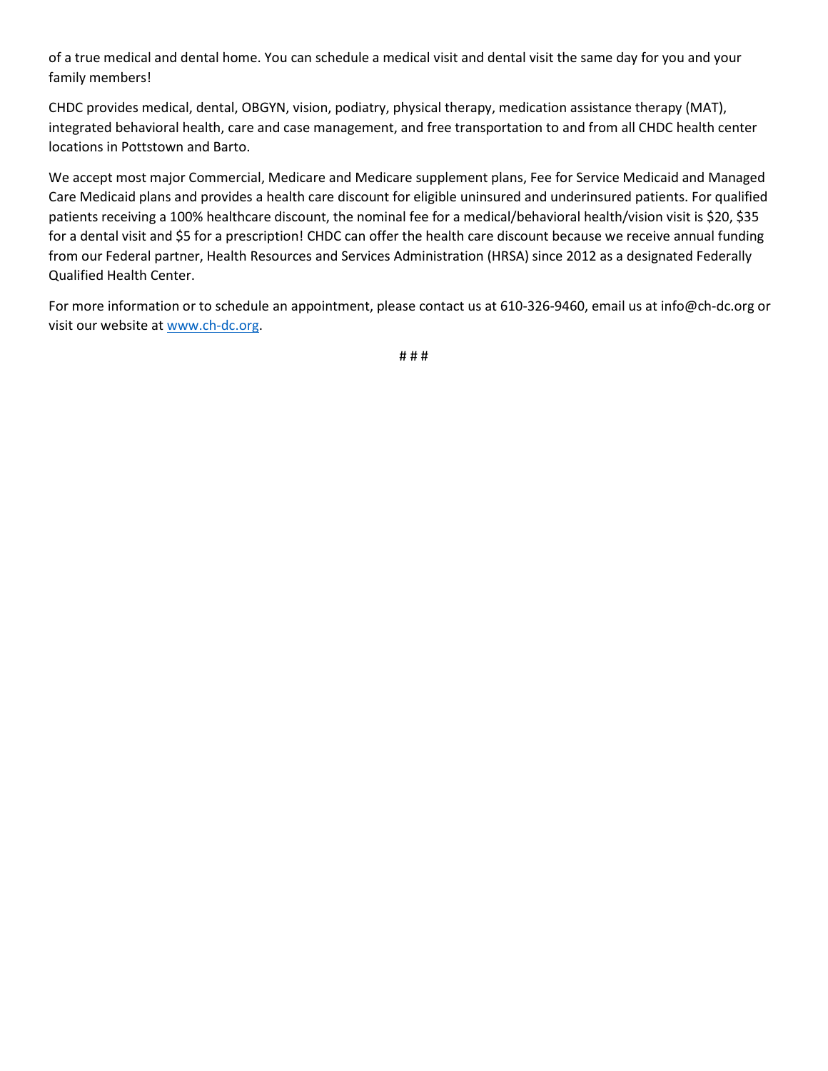of a true medical and dental home. You can schedule a medical visit and dental visit the same day for you and your family members!

CHDC provides medical, dental, OBGYN, vision, podiatry, physical therapy, medication assistance therapy (MAT), integrated behavioral health, care and case management, and free transportation to and from all CHDC health center locations in Pottstown and Barto.

We accept most major Commercial, Medicare and Medicare supplement plans, Fee for Service Medicaid and Managed Care Medicaid plans and provides a health care discount for eligible uninsured and underinsured patients. For qualified patients receiving a 100% healthcare discount, the nominal fee for a medical/behavioral health/vision visit is $20, $35 for a dental visit and $5 for a prescription! CHDC can offer the health care discount because we receive annual funding from our Federal partner, Health Resources and Services Administration (HRSA) since 2012 as a designated Federally Qualified Health Center.

For more information or to schedule an appointment, please contact us at 610-326-9460, email us at info@ch-dc.org or visit our website at [www.ch-dc.org](www.ch-dc.org).

# # #